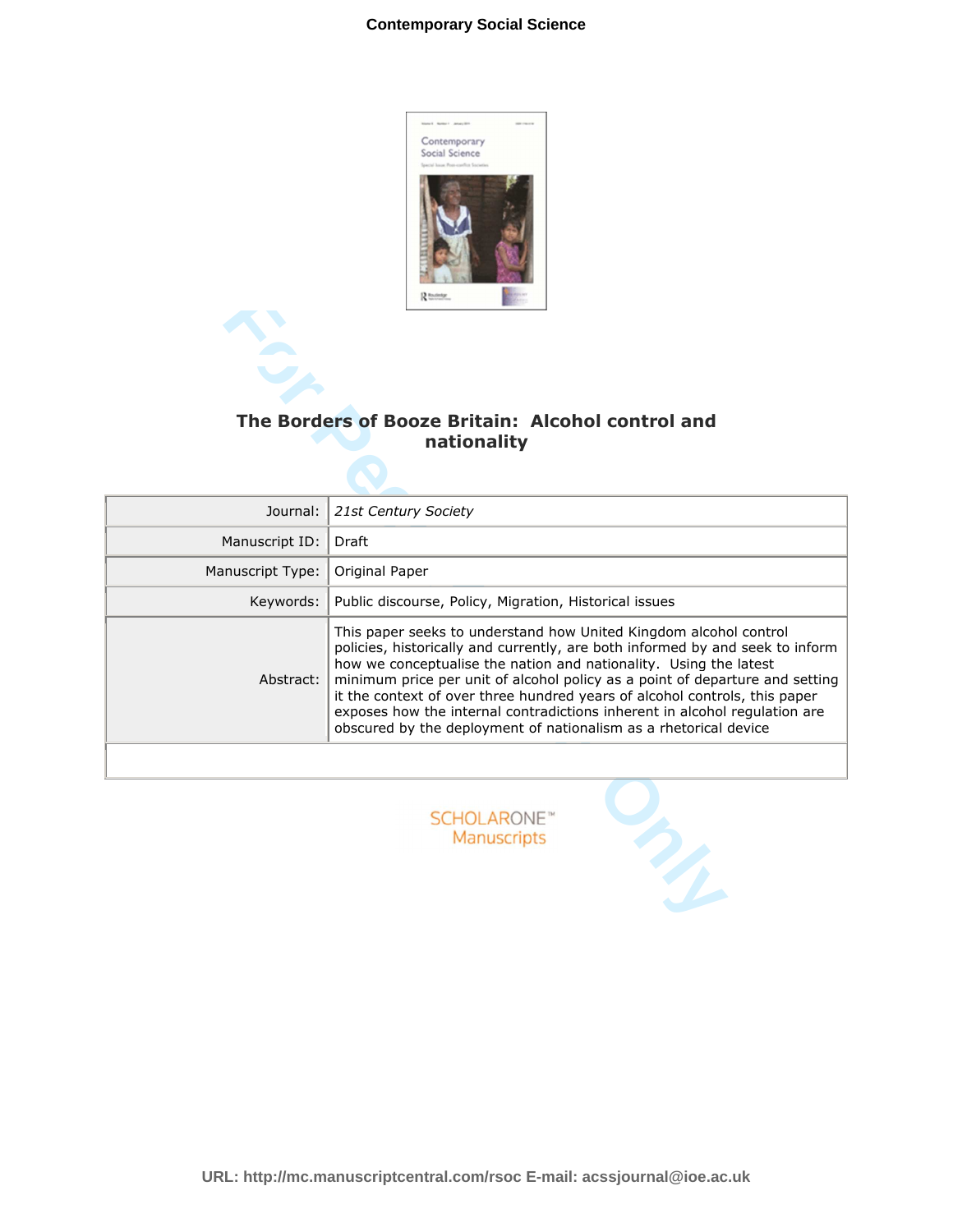# The Borders of Booze Britain: Alcohol control and nationality

| | |
|---|---|
| Journal: | *21st Century Society* |
| Manuscript ID: | Draft |
| Manuscript Type: | Original Paper |
| Keywords: | Public discourse, Policy, Migration, Historical issues |
| Abstract: | This paper seeks to understand how United Kingdom alcohol control policies, historically and currently, are both informed by and seek to inform how we conceptualise the nation and nationality. Using the latest minimum price per unit of alcohol policy as a point of departure and setting it the context of over three hundred years of alcohol controls, this paper exposes how the internal contradictions inherent in alcohol regulation are obscured by the deployment of nationalism as a rhetorical device |

SCHOLARONE™ Manuscripts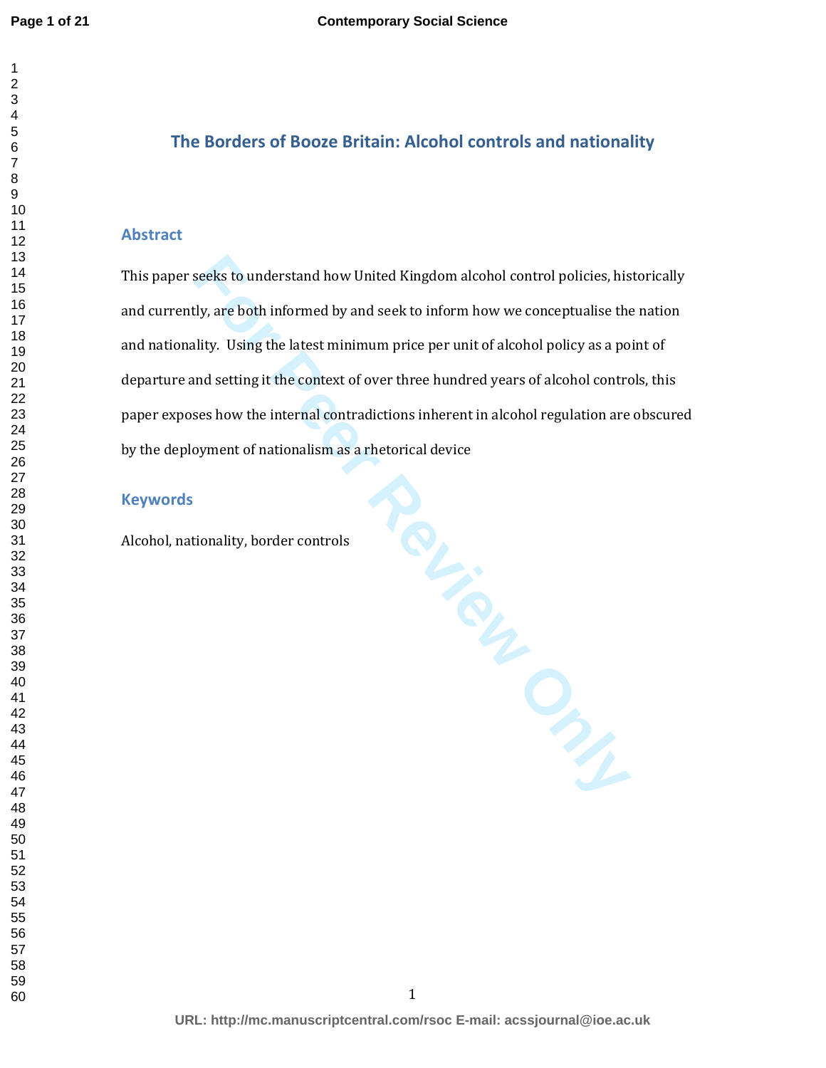# The Borders of Booze Britain: Alcohol controls and nationality

## Abstract

This paper seeks to understand how United Kingdom alcohol control policies, historically and currently, are both informed by and seek to inform how we conceptualise the nation and nationality. Using the latest minimum price per unit of alcohol policy as a point of departure and setting it the context of over three hundred years of alcohol controls, this paper exposes how the internal contradictions inherent in alcohol regulation are obscured by the deployment of nationalism as a rhetorical device

## Keywords

Alcohol, nationality, border controls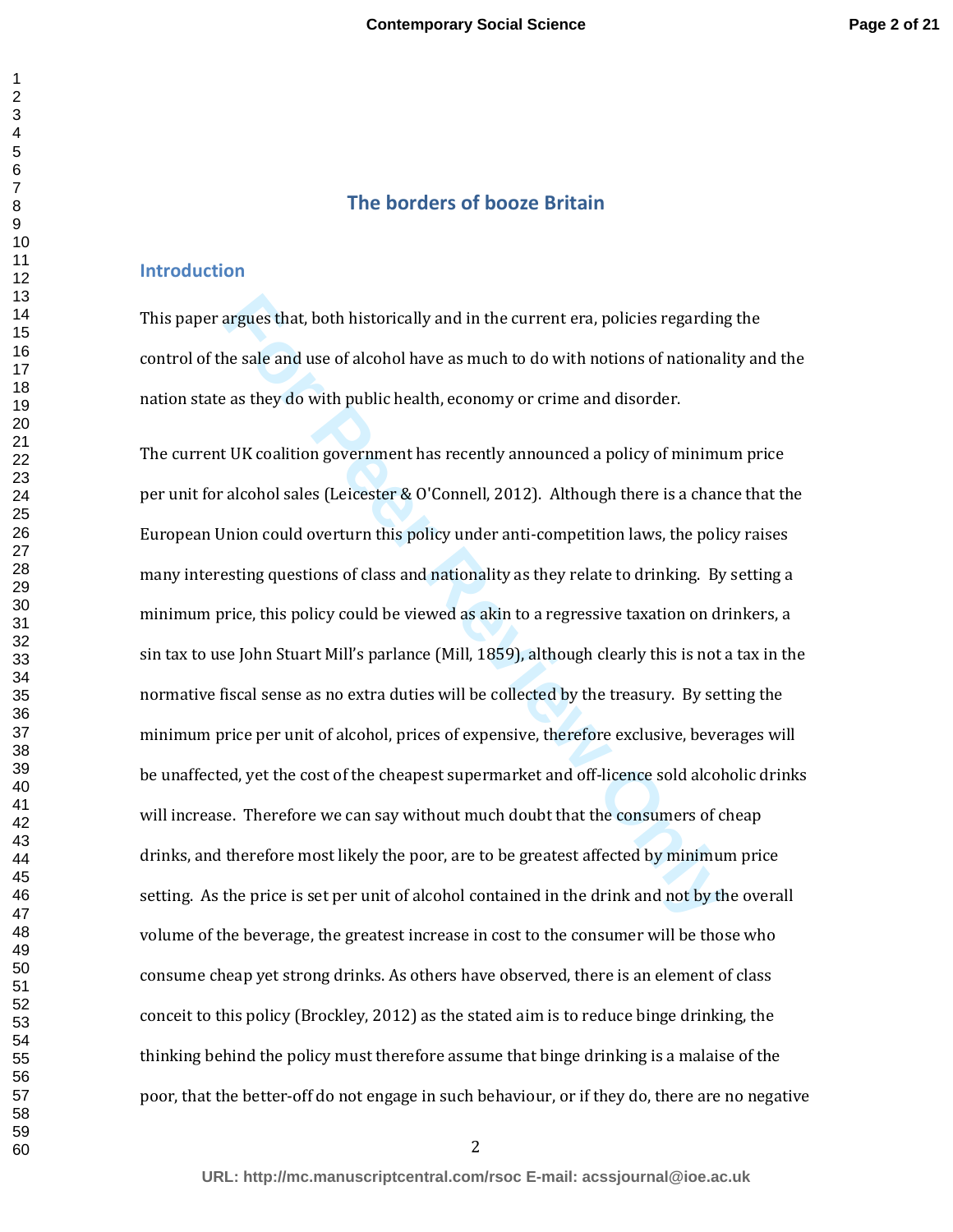# The borders of booze Britain

## Introduction

This paper argues that, both historically and in the current era, policies regarding the control of the sale and use of alcohol have as much to do with notions of nationality and the nation state as they do with public health, economy or crime and disorder.

The current UK coalition government has recently announced a policy of minimum price per unit for alcohol sales (Leicester & O'Connell, 2012). Although there is a chance that the European Union could overturn this policy under anti-competition laws, the policy raises many interesting questions of class and nationality as they relate to drinking. By setting a minimum price, this policy could be viewed as akin to a regressive taxation on drinkers, a sin tax to use John Stuart Mill's parlance (Mill, 1859), although clearly this is not a tax in the normative fiscal sense as no extra duties will be collected by the treasury. By setting the minimum price per unit of alcohol, prices of expensive, therefore exclusive, beverages will be unaffected, yet the cost of the cheapest supermarket and off-licence sold alcoholic drinks will increase. Therefore we can say without much doubt that the consumers of cheap drinks, and therefore most likely the poor, are to be greatest affected by minimum price setting. As the price is set per unit of alcohol contained in the drink and not by the overall volume of the beverage, the greatest increase in cost to the consumer will be those who consume cheap yet strong drinks. As others have observed, there is an element of class conceit to this policy (Brockley, 2012) as the stated aim is to reduce binge drinking, the thinking behind the policy must therefore assume that binge drinking is a malaise of the poor, that the better-off do not engage in such behaviour, or if they do, there are no negative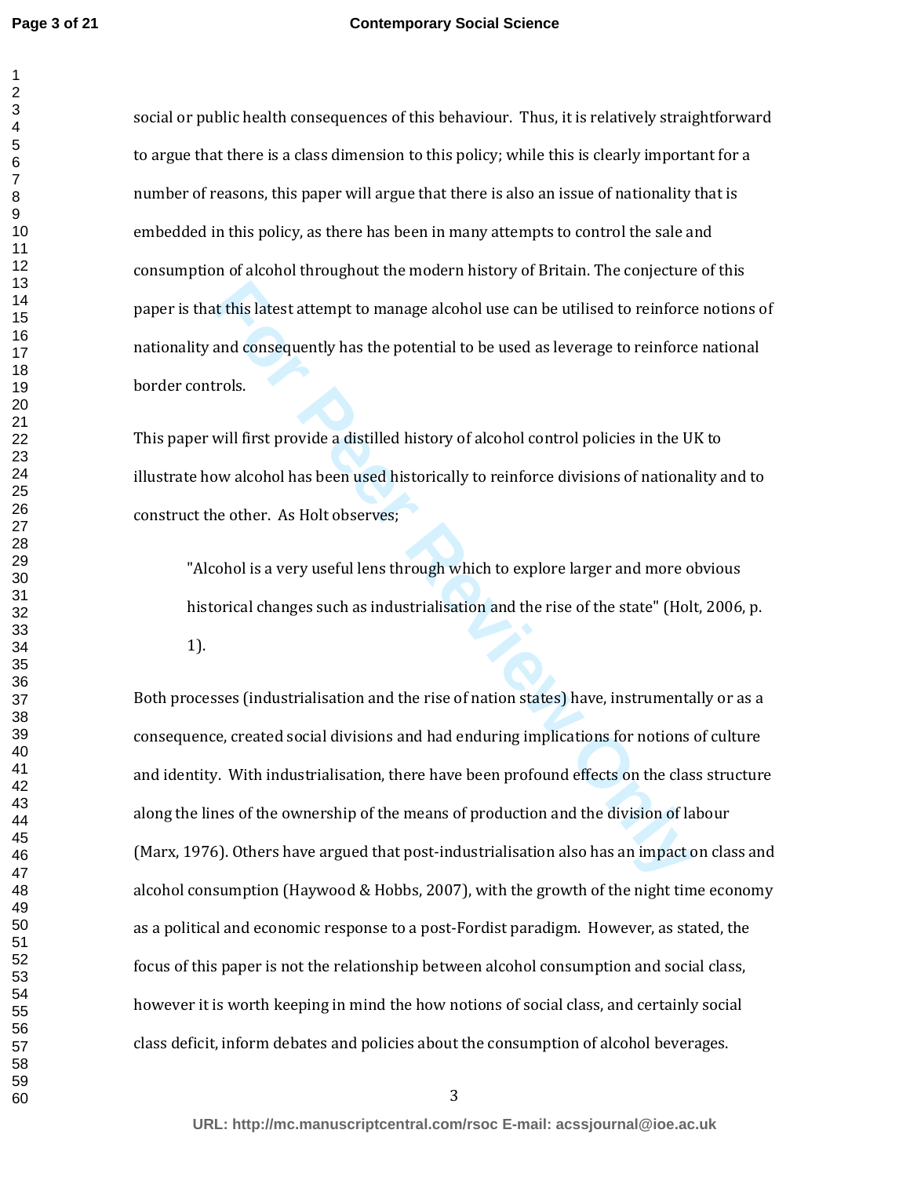social or public health consequences of this behaviour. Thus, it is relatively straightforward to argue that there is a class dimension to this policy; while this is clearly important for a number of reasons, this paper will argue that there is also an issue of nationality that is embedded in this policy, as there has been in many attempts to control the sale and consumption of alcohol throughout the modern history of Britain. The conjecture of this paper is that this latest attempt to manage alcohol use can be utilised to reinforce notions of nationality and consequently has the potential to be used as leverage to reinforce national border controls.

This paper will first provide a distilled history of alcohol control policies in the UK to illustrate how alcohol has been used historically to reinforce divisions of nationality and to construct the other. As Holt observes;

> "Alcohol is a very useful lens through which to explore larger and more obvious historical changes such as industrialisation and the rise of the state" (Holt, 2006, p. 1).

Both processes (industrialisation and the rise of nation states) have, instrumentally or as a consequence, created social divisions and had enduring implications for notions of culture and identity. With industrialisation, there have been profound effects on the class structure along the lines of the ownership of the means of production and the division of labour (Marx, 1976). Others have argued that post-industrialisation also has an impact on class and alcohol consumption (Haywood & Hobbs, 2007), with the growth of the night time economy as a political and economic response to a post-Fordist paradigm. However, as stated, the focus of this paper is not the relationship between alcohol consumption and social class, however it is worth keeping in mind the how notions of social class, and certainly social class deficit, inform debates and policies about the consumption of alcohol beverages.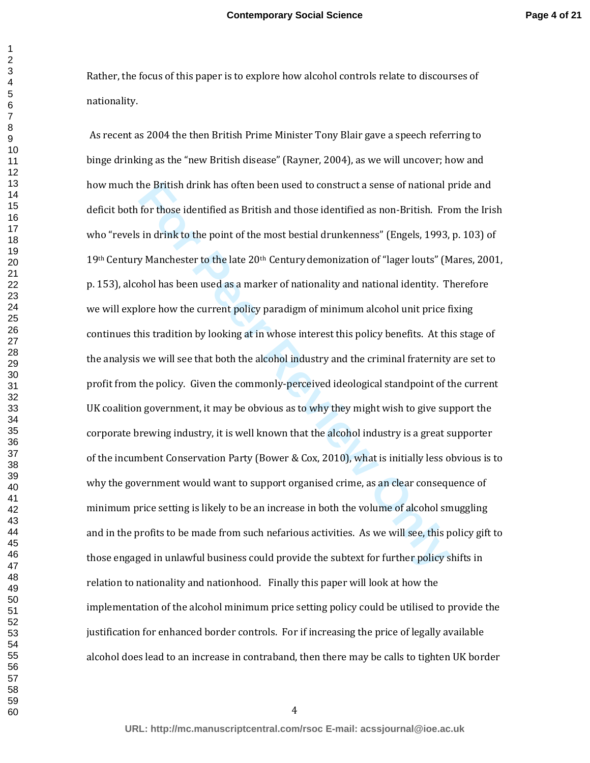Rather, the focus of this paper is to explore how alcohol controls relate to discourses of nationality.

As recent as 2004 the then British Prime Minister Tony Blair gave a speech referring to binge drinking as the "new British disease" (Rayner, 2004), as we will uncover; how and how much the British drink has often been used to construct a sense of national pride and deficit both for those identified as British and those identified as non-British. From the Irish who "revels in drink to the point of the most bestial drunkenness" (Engels, 1993, p. 103) of 19th Century Manchester to the late 20th Century demonization of "lager louts" (Mares, 2001, p. 153), alcohol has been used as a marker of nationality and national identity. Therefore we will explore how the current policy paradigm of minimum alcohol unit price fixing continues this tradition by looking at in whose interest this policy benefits. At this stage of the analysis we will see that both the alcohol industry and the criminal fraternity are set to profit from the policy. Given the commonly-perceived ideological standpoint of the current UK coalition government, it may be obvious as to why they might wish to give support the corporate brewing industry, it is well known that the alcohol industry is a great supporter of the incumbent Conservation Party (Bower & Cox, 2010), what is initially less obvious is to why the government would want to support organised crime, as an clear consequence of minimum price setting is likely to be an increase in both the volume of alcohol smuggling and in the profits to be made from such nefarious activities. As we will see, this policy gift to those engaged in unlawful business could provide the subtext for further policy shifts in relation to nationality and nationhood. Finally this paper will look at how the implementation of the alcohol minimum price setting policy could be utilised to provide the justification for enhanced border controls. For if increasing the price of legally available alcohol does lead to an increase in contraband, then there may be calls to tighten UK border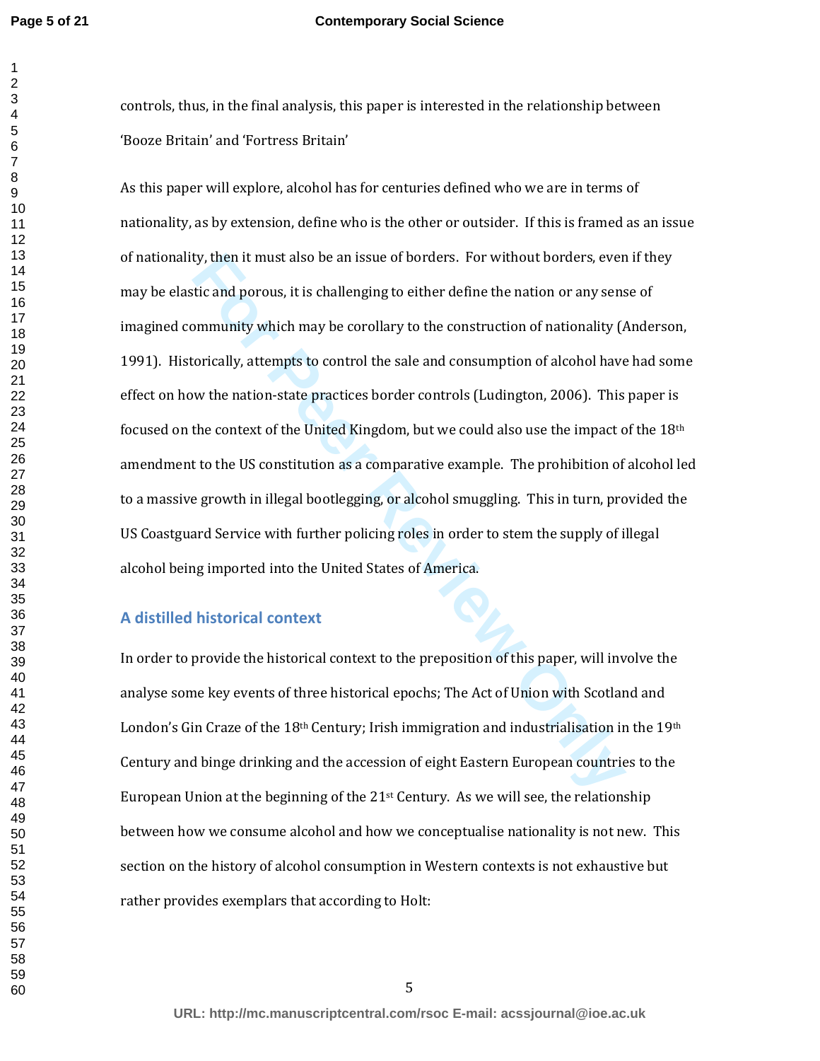controls, thus, in the final analysis, this paper is interested in the relationship between 'Booze Britain' and 'Fortress Britain'

As this paper will explore, alcohol has for centuries defined who we are in terms of nationality, as by extension, define who is the other or outsider. If this is framed as an issue of nationality, then it must also be an issue of borders. For without borders, even if they may be elastic and porous, it is challenging to either define the nation or any sense of imagined community which may be corollary to the construction of nationality (Anderson, 1991). Historically, attempts to control the sale and consumption of alcohol have had some effect on how the nation-state practices border controls (Ludington, 2006). This paper is focused on the context of the United Kingdom, but we could also use the impact of the 18th amendment to the US constitution as a comparative example. The prohibition of alcohol led to a massive growth in illegal bootlegging, or alcohol smuggling. This in turn, provided the US Coastguard Service with further policing roles in order to stem the supply of illegal alcohol being imported into the United States of America.

## A distilled historical context

In order to provide the historical context to the preposition of this paper, will involve the analyse some key events of three historical epochs; The Act of Union with Scotland and London's Gin Craze of the 18th Century; Irish immigration and industrialisation in the 19th Century and binge drinking and the accession of eight Eastern European countries to the European Union at the beginning of the 21st Century. As we will see, the relationship between how we consume alcohol and how we conceptualise nationality is not new. This section on the history of alcohol consumption in Western contexts is not exhaustive but rather provides exemplars that according to Holt: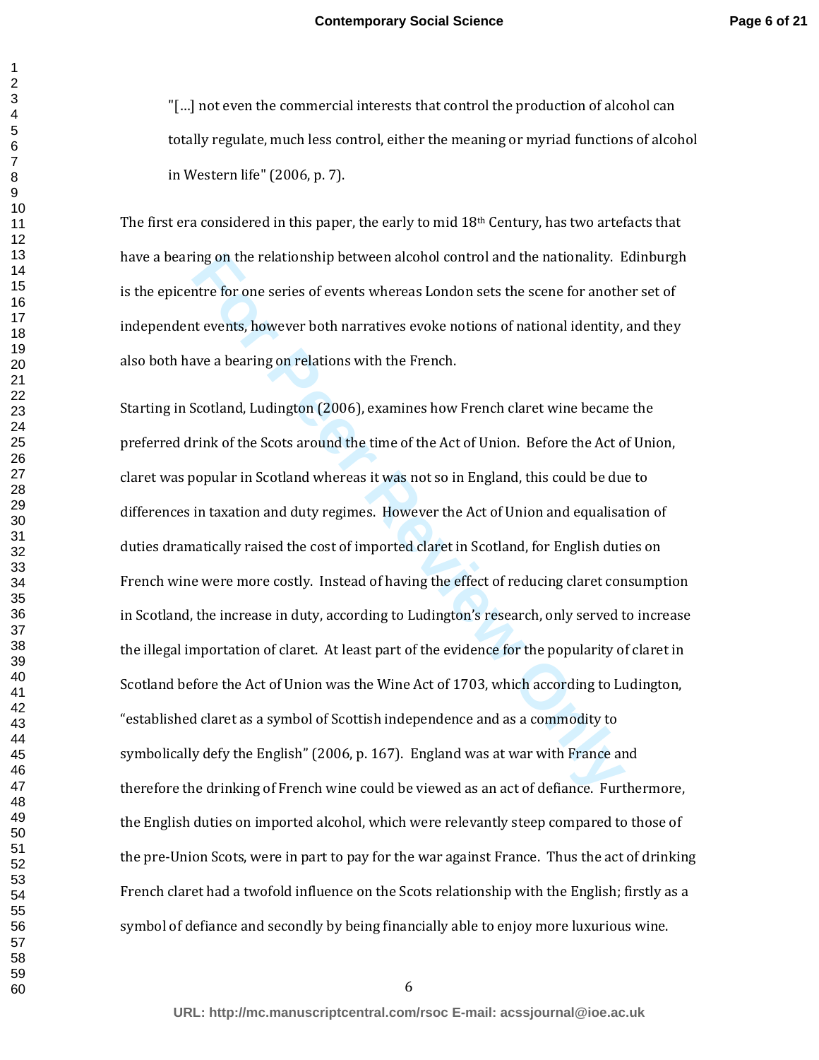"[…] not even the commercial interests that control the production of alcohol can totally regulate, much less control, either the meaning or myriad functions of alcohol in Western life" (2006, p. 7).

The first era considered in this paper, the early to mid 18th Century, has two artefacts that have a bearing on the relationship between alcohol control and the nationality. Edinburgh is the epicentre for one series of events whereas London sets the scene for another set of independent events, however both narratives evoke notions of national identity, and they also both have a bearing on relations with the French.

Starting in Scotland, Ludington (2006), examines how French claret wine became the preferred drink of the Scots around the time of the Act of Union. Before the Act of Union, claret was popular in Scotland whereas it was not so in England, this could be due to differences in taxation and duty regimes. However the Act of Union and equalisation of duties dramatically raised the cost of imported claret in Scotland, for English duties on French wine were more costly. Instead of having the effect of reducing claret consumption in Scotland, the increase in duty, according to Ludington's research, only served to increase the illegal importation of claret. At least part of the evidence for the popularity of claret in Scotland before the Act of Union was the Wine Act of 1703, which according to Ludington, "established claret as a symbol of Scottish independence and as a commodity to symbolically defy the English" (2006, p. 167). England was at war with France and therefore the drinking of French wine could be viewed as an act of defiance. Furthermore, the English duties on imported alcohol, which were relevantly steep compared to those of the pre-Union Scots, were in part to pay for the war against France. Thus the act of drinking French claret had a twofold influence on the Scots relationship with the English; firstly as a symbol of defiance and secondly by being financially able to enjoy more luxurious wine.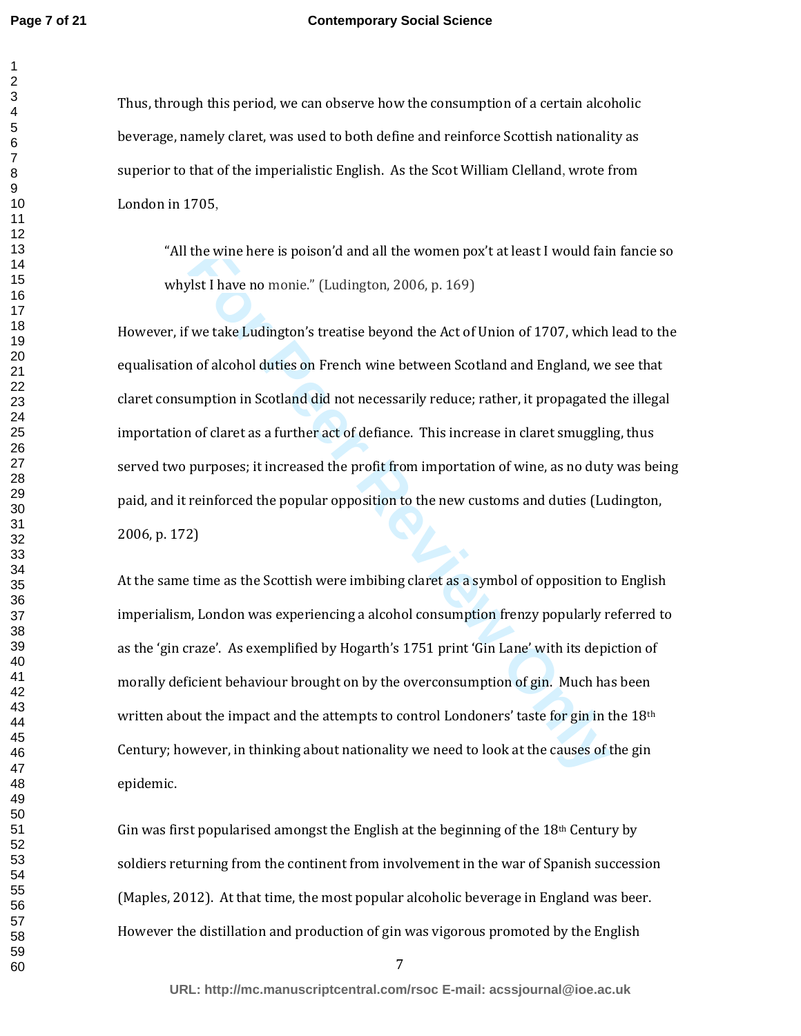Thus, through this period, we can observe how the consumption of a certain alcoholic beverage, namely claret, was used to both define and reinforce Scottish nationality as superior to that of the imperialistic English. As the Scot William Clelland, wrote from London in 1705,

> "All the wine here is poison'd and all the women pox't at least I would fain fancie so whylst I have no monie." (Ludington, 2006, p. 169)

However, if we take Ludington's treatise beyond the Act of Union of 1707, which lead to the equalisation of alcohol duties on French wine between Scotland and England, we see that claret consumption in Scotland did not necessarily reduce; rather, it propagated the illegal importation of claret as a further act of defiance. This increase in claret smuggling, thus served two purposes; it increased the profit from importation of wine, as no duty was being paid, and it reinforced the popular opposition to the new customs and duties (Ludington, 2006, p. 172)

At the same time as the Scottish were imbibing claret as a symbol of opposition to English imperialism, London was experiencing a alcohol consumption frenzy popularly referred to as the 'gin craze'. As exemplified by Hogarth's 1751 print 'Gin Lane' with its depiction of morally deficient behaviour brought on by the overconsumption of gin. Much has been written about the impact and the attempts to control Londoners' taste for gin in the 18th Century; however, in thinking about nationality we need to look at the causes of the gin epidemic.

Gin was first popularised amongst the English at the beginning of the 18th Century by soldiers returning from the continent from involvement in the war of Spanish succession (Maples, 2012). At that time, the most popular alcoholic beverage in England was beer. However the distillation and production of gin was vigorous promoted by the English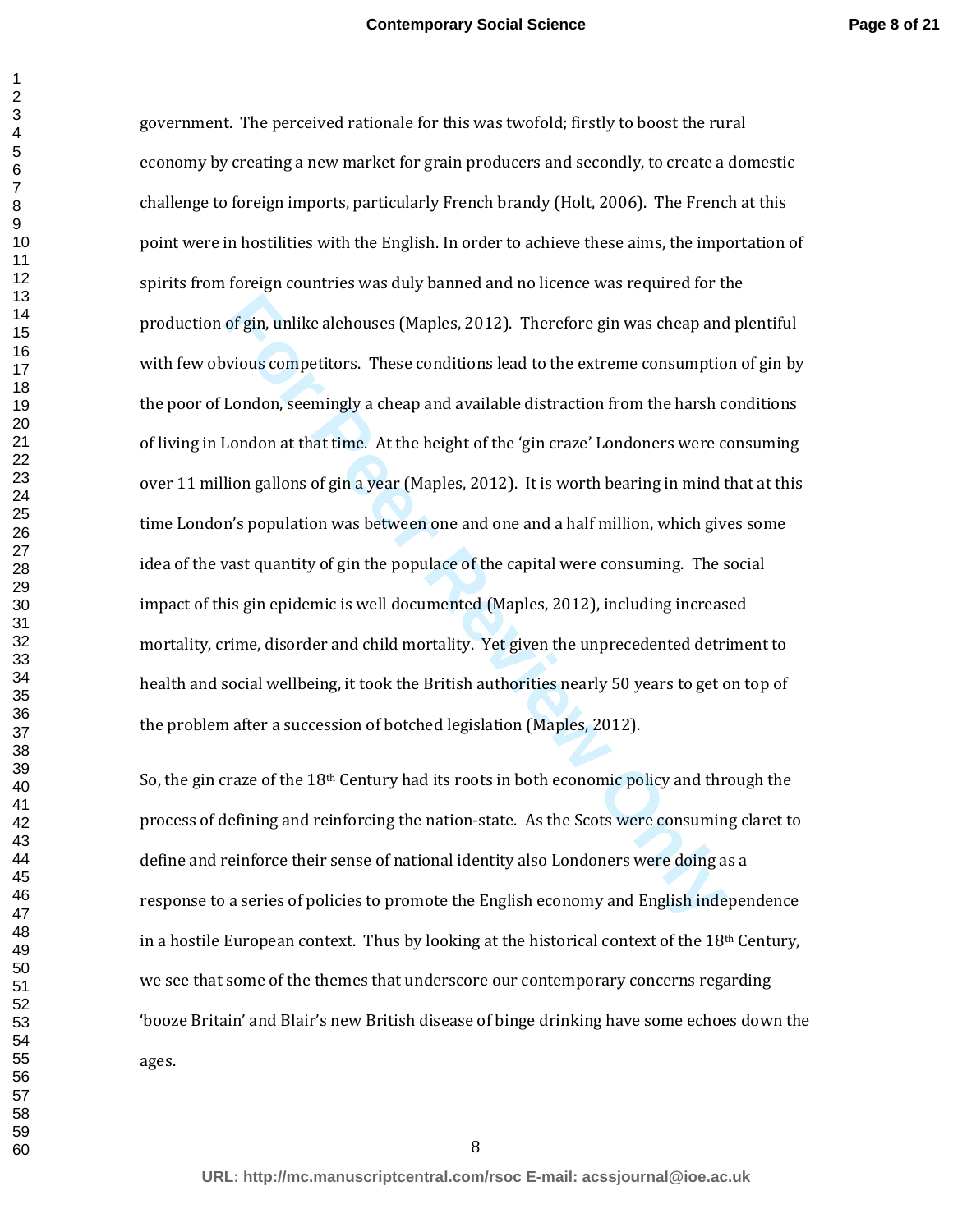government. The perceived rationale for this was twofold; firstly to boost the rural economy by creating a new market for grain producers and secondly, to create a domestic challenge to foreign imports, particularly French brandy (Holt, 2006). The French at this point were in hostilities with the English. In order to achieve these aims, the importation of spirits from foreign countries was duly banned and no licence was required for the production of gin, unlike alehouses (Maples, 2012). Therefore gin was cheap and plentiful with few obvious competitors. These conditions lead to the extreme consumption of gin by the poor of London, seemingly a cheap and available distraction from the harsh conditions of living in London at that time. At the height of the 'gin craze' Londoners were consuming over 11 million gallons of gin a year (Maples, 2012). It is worth bearing in mind that at this time London's population was between one and one and a half million, which gives some idea of the vast quantity of gin the populace of the capital were consuming. The social impact of this gin epidemic is well documented (Maples, 2012), including increased mortality, crime, disorder and child mortality. Yet given the unprecedented detriment to health and social wellbeing, it took the British authorities nearly 50 years to get on top of the problem after a succession of botched legislation (Maples, 2012).

So, the gin craze of the 18th Century had its roots in both economic policy and through the process of defining and reinforcing the nation-state. As the Scots were consuming claret to define and reinforce their sense of national identity also Londoners were doing as a response to a series of policies to promote the English economy and English independence in a hostile European context. Thus by looking at the historical context of the 18th Century, we see that some of the themes that underscore our contemporary concerns regarding 'booze Britain' and Blair's new British disease of binge drinking have some echoes down the ages.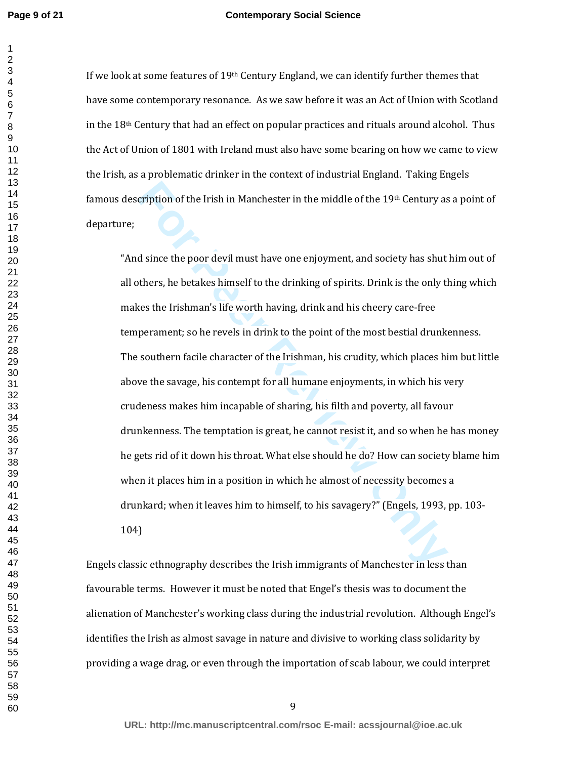If we look at some features of 19th Century England, we can identify further themes that have some contemporary resonance. As we saw before it was an Act of Union with Scotland in the 18th Century that had an effect on popular practices and rituals around alcohol. Thus the Act of Union of 1801 with Ireland must also have some bearing on how we came to view the Irish, as a problematic drinker in the context of industrial England. Taking Engels famous description of the Irish in Manchester in the middle of the 19th Century as a point of departure;

> "And since the poor devil must have one enjoyment, and society has shut him out of all others, he betakes himself to the drinking of spirits. Drink is the only thing which makes the Irishman's life worth having, drink and his cheery care-free temperament; so he revels in drink to the point of the most bestial drunkenness. The southern facile character of the Irishman, his crudity, which places him but little above the savage, his contempt for all humane enjoyments, in which his very crudeness makes him incapable of sharing, his filth and poverty, all favour drunkenness. The temptation is great, he cannot resist it, and so when he has money he gets rid of it down his throat. What else should he do? How can society blame him when it places him in a position in which he almost of necessity becomes a drunkard; when it leaves him to himself, to his savagery?" (Engels, 1993, pp. 103-104)

Engels classic ethnography describes the Irish immigrants of Manchester in less than favourable terms. However it must be noted that Engel's thesis was to document the alienation of Manchester's working class during the industrial revolution. Although Engel's identifies the Irish as almost savage in nature and divisive to working class solidarity by providing a wage drag, or even through the importation of scab labour, we could interpret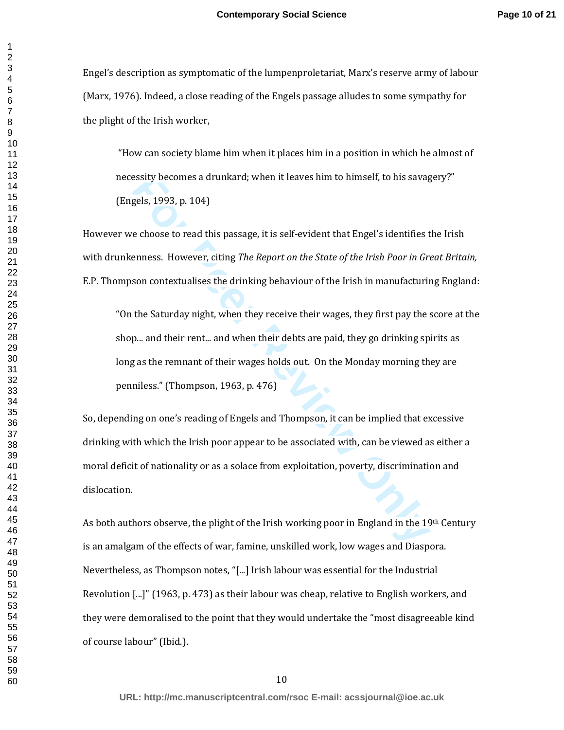Engel's description as symptomatic of the lumpenproletariat, Marx's reserve army of labour (Marx, 1976). Indeed, a close reading of the Engels passage alludes to some sympathy for the plight of the Irish worker,

> "How can society blame him when it places him in a position in which he almost of necessity becomes a drunkard; when it leaves him to himself, to his savagery?" (Engels, 1993, p. 104)

However we choose to read this passage, it is self-evident that Engel's identifies the Irish with drunkenness. However, citing *The Report on the State of the Irish Poor in Great Britain,* E.P. Thompson contextualises the drinking behaviour of the Irish in manufacturing England:

> "On the Saturday night, when they receive their wages, they first pay the score at the shop... and their rent... and when their debts are paid, they go drinking spirits as long as the remnant of their wages holds out. On the Monday morning they are penniless." (Thompson, 1963, p. 476)

So, depending on one's reading of Engels and Thompson, it can be implied that excessive drinking with which the Irish poor appear to be associated with, can be viewed as either a moral deficit of nationality or as a solace from exploitation, poverty, discrimination and dislocation.

As both authors observe, the plight of the Irish working poor in England in the 19th Century is an amalgam of the effects of war, famine, unskilled work, low wages and Diaspora. Nevertheless, as Thompson notes, "[...] Irish labour was essential for the Industrial Revolution [...]" (1963, p. 473) as their labour was cheap, relative to English workers, and they were demoralised to the point that they would undertake the "most disagreeable kind of course labour" (Ibid.).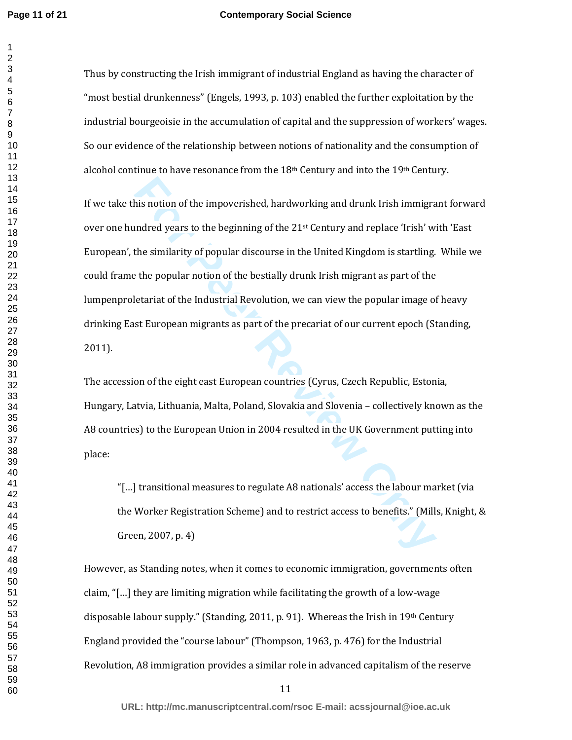Thus by constructing the Irish immigrant of industrial England as having the character of "most bestial drunkenness" (Engels, 1993, p. 103) enabled the further exploitation by the industrial bourgeoisie in the accumulation of capital and the suppression of workers' wages. So our evidence of the relationship between notions of nationality and the consumption of alcohol continue to have resonance from the 18th Century and into the 19th Century.

If we take this notion of the impoverished, hardworking and drunk Irish immigrant forward over one hundred years to the beginning of the 21st Century and replace 'Irish' with 'East European', the similarity of popular discourse in the United Kingdom is startling. While we could frame the popular notion of the bestially drunk Irish migrant as part of the lumpenproletariat of the Industrial Revolution, we can view the popular image of heavy drinking East European migrants as part of the precariat of our current epoch (Standing, 2011).

The accession of the eight east European countries (Cyrus, Czech Republic, Estonia, Hungary, Latvia, Lithuania, Malta, Poland, Slovakia and Slovenia – collectively known as the A8 countries) to the European Union in 2004 resulted in the UK Government putting into place:

> "[…] transitional measures to regulate A8 nationals' access the labour market (via the Worker Registration Scheme) and to restrict access to benefits." (Mills, Knight, & Green, 2007, p. 4)

However, as Standing notes, when it comes to economic immigration, governments often claim, "[…] they are limiting migration while facilitating the growth of a low-wage disposable labour supply." (Standing, 2011, p. 91). Whereas the Irish in 19th Century England provided the "course labour" (Thompson, 1963, p. 476) for the Industrial Revolution, A8 immigration provides a similar role in advanced capitalism of the reserve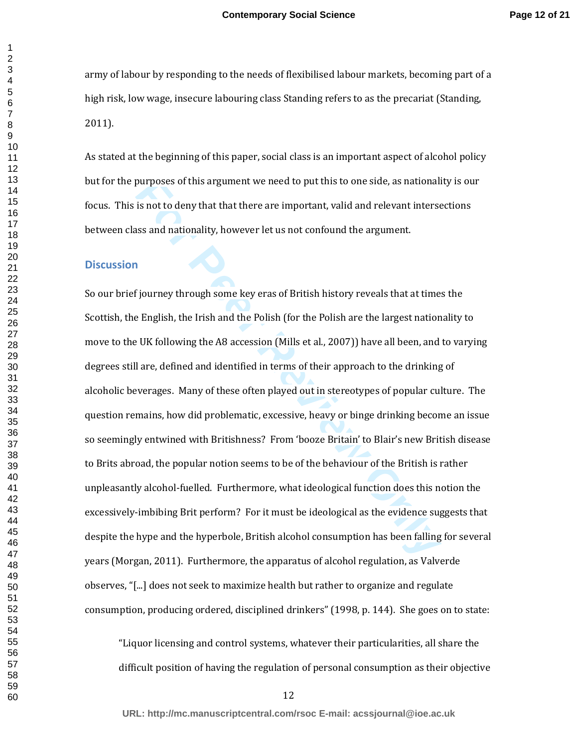army of labour by responding to the needs of flexibilised labour markets, becoming part of a high risk, low wage, insecure labouring class Standing refers to as the precariat (Standing, 2011).

As stated at the beginning of this paper, social class is an important aspect of alcohol policy but for the purposes of this argument we need to put this to one side, as nationality is our focus. This is not to deny that that there are important, valid and relevant intersections between class and nationality, however let us not confound the argument.

## Discussion

So our brief journey through some key eras of British history reveals that at times the Scottish, the English, the Irish and the Polish (for the Polish are the largest nationality to move to the UK following the A8 accession (Mills et al., 2007)) have all been, and to varying degrees still are, defined and identified in terms of their approach to the drinking of alcoholic beverages. Many of these often played out in stereotypes of popular culture. The question remains, how did problematic, excessive, heavy or binge drinking become an issue so seemingly entwined with Britishness? From 'booze Britain' to Blair's new British disease to Brits abroad, the popular notion seems to be of the behaviour of the British is rather unpleasantly alcohol-fuelled. Furthermore, what ideological function does this notion the excessively-imbibing Brit perform? For it must be ideological as the evidence suggests that despite the hype and the hyperbole, British alcohol consumption has been falling for several years (Morgan, 2011). Furthermore, the apparatus of alcohol regulation, as Valverde observes, "[...] does not seek to maximize health but rather to organize and regulate consumption, producing ordered, disciplined drinkers" (1998, p. 144). She goes on to state:

> "Liquor licensing and control systems, whatever their particularities, all share the difficult position of having the regulation of personal consumption as their objective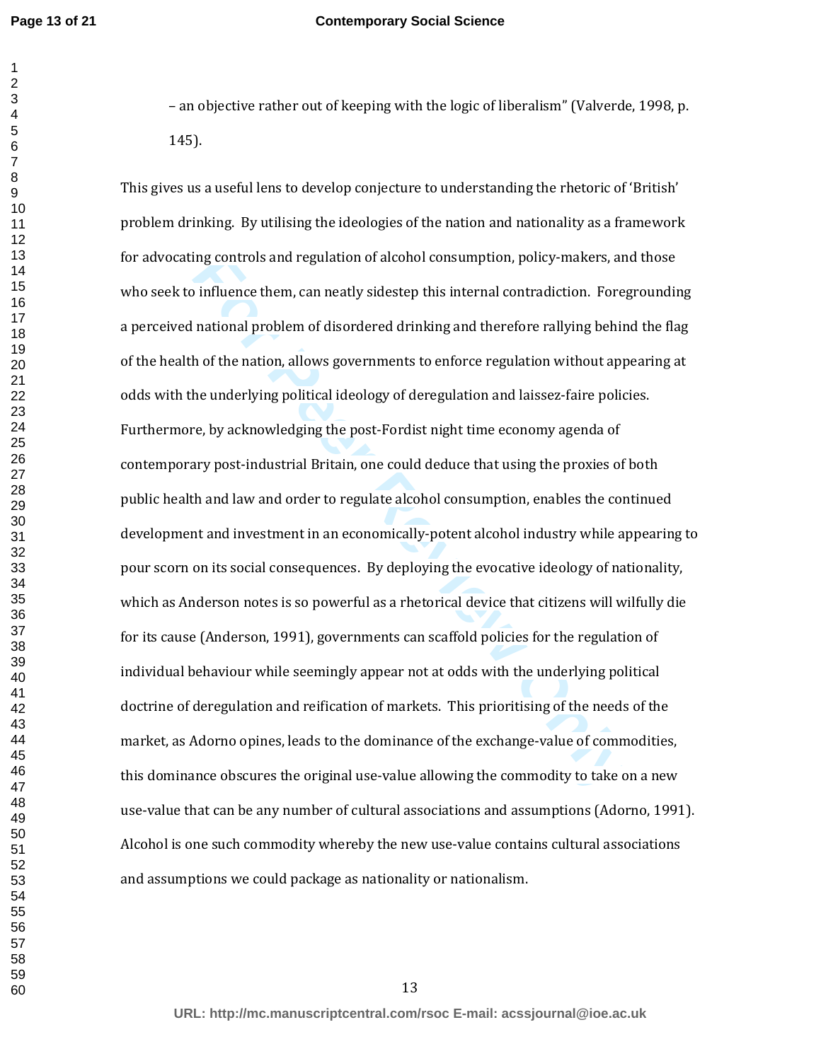– an objective rather out of keeping with the logic of liberalism" (Valverde, 1998, p. 145).

This gives us a useful lens to develop conjecture to understanding the rhetoric of 'British' problem drinking. By utilising the ideologies of the nation and nationality as a framework for advocating controls and regulation of alcohol consumption, policy-makers, and those who seek to influence them, can neatly sidestep this internal contradiction. Foregrounding a perceived national problem of disordered drinking and therefore rallying behind the flag of the health of the nation, allows governments to enforce regulation without appearing at odds with the underlying political ideology of deregulation and laissez-faire policies. Furthermore, by acknowledging the post-Fordist night time economy agenda of contemporary post-industrial Britain, one could deduce that using the proxies of both public health and law and order to regulate alcohol consumption, enables the continued development and investment in an economically-potent alcohol industry while appearing to pour scorn on its social consequences. By deploying the evocative ideology of nationality, which as Anderson notes is so powerful as a rhetorical device that citizens will wilfully die for its cause (Anderson, 1991), governments can scaffold policies for the regulation of individual behaviour while seemingly appear not at odds with the underlying political doctrine of deregulation and reification of markets. This prioritising of the needs of the market, as Adorno opines, leads to the dominance of the exchange-value of commodities, this dominance obscures the original use-value allowing the commodity to take on a new use-value that can be any number of cultural associations and assumptions (Adorno, 1991). Alcohol is one such commodity whereby the new use-value contains cultural associations and assumptions we could package as nationality or nationalism.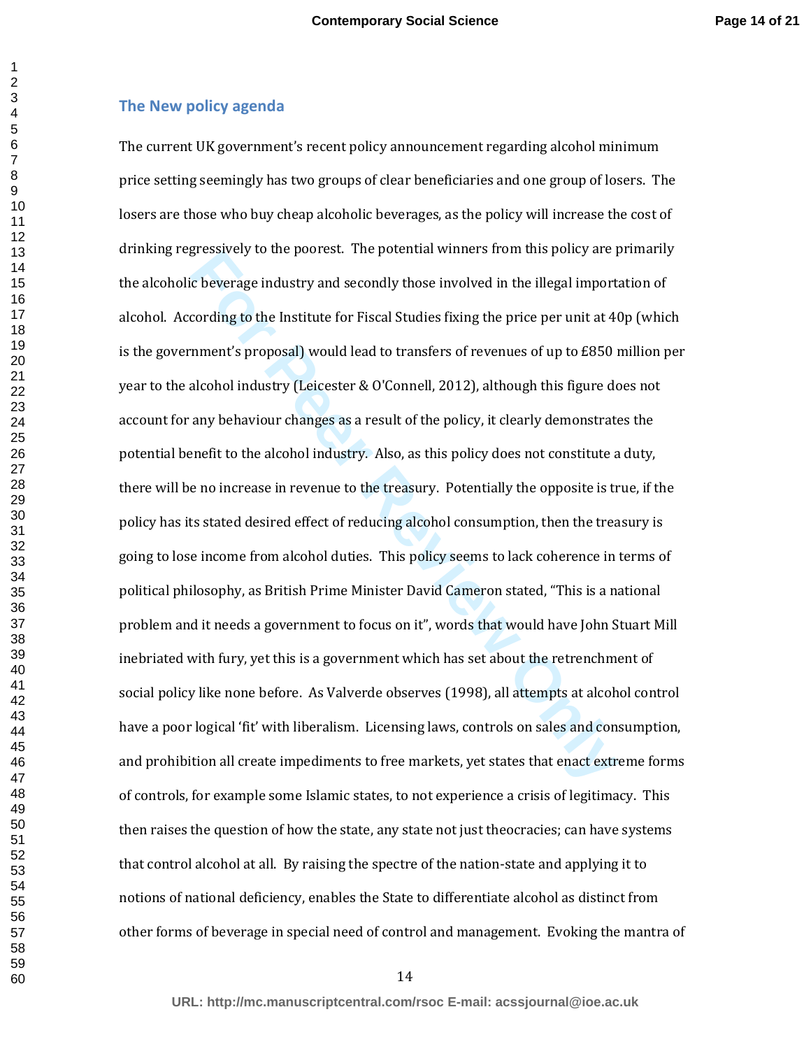## The New policy agenda

The current UK government's recent policy announcement regarding alcohol minimum price setting seemingly has two groups of clear beneficiaries and one group of losers. The losers are those who buy cheap alcoholic beverages, as the policy will increase the cost of drinking regressively to the poorest. The potential winners from this policy are primarily the alcoholic beverage industry and secondly those involved in the illegal importation of alcohol. According to the Institute for Fiscal Studies fixing the price per unit at 40p (which is the government's proposal) would lead to transfers of revenues of up to £850 million per year to the alcohol industry (Leicester & O'Connell, 2012), although this figure does not account for any behaviour changes as a result of the policy, it clearly demonstrates the potential benefit to the alcohol industry. Also, as this policy does not constitute a duty, there will be no increase in revenue to the treasury. Potentially the opposite is true, if the policy has its stated desired effect of reducing alcohol consumption, then the treasury is going to lose income from alcohol duties. This policy seems to lack coherence in terms of political philosophy, as British Prime Minister David Cameron stated, "This is a national problem and it needs a government to focus on it", words that would have John Stuart Mill inebriated with fury, yet this is a government which has set about the retrenchment of social policy like none before. As Valverde observes (1998), all attempts at alcohol control have a poor logical 'fit' with liberalism. Licensing laws, controls on sales and consumption, and prohibition all create impediments to free markets, yet states that enact extreme forms of controls, for example some Islamic states, to not experience a crisis of legitimacy. This then raises the question of how the state, any state not just theocracies; can have systems that control alcohol at all. By raising the spectre of the nation-state and applying it to notions of national deficiency, enables the State to differentiate alcohol as distinct from other forms of beverage in special need of control and management. Evoking the mantra of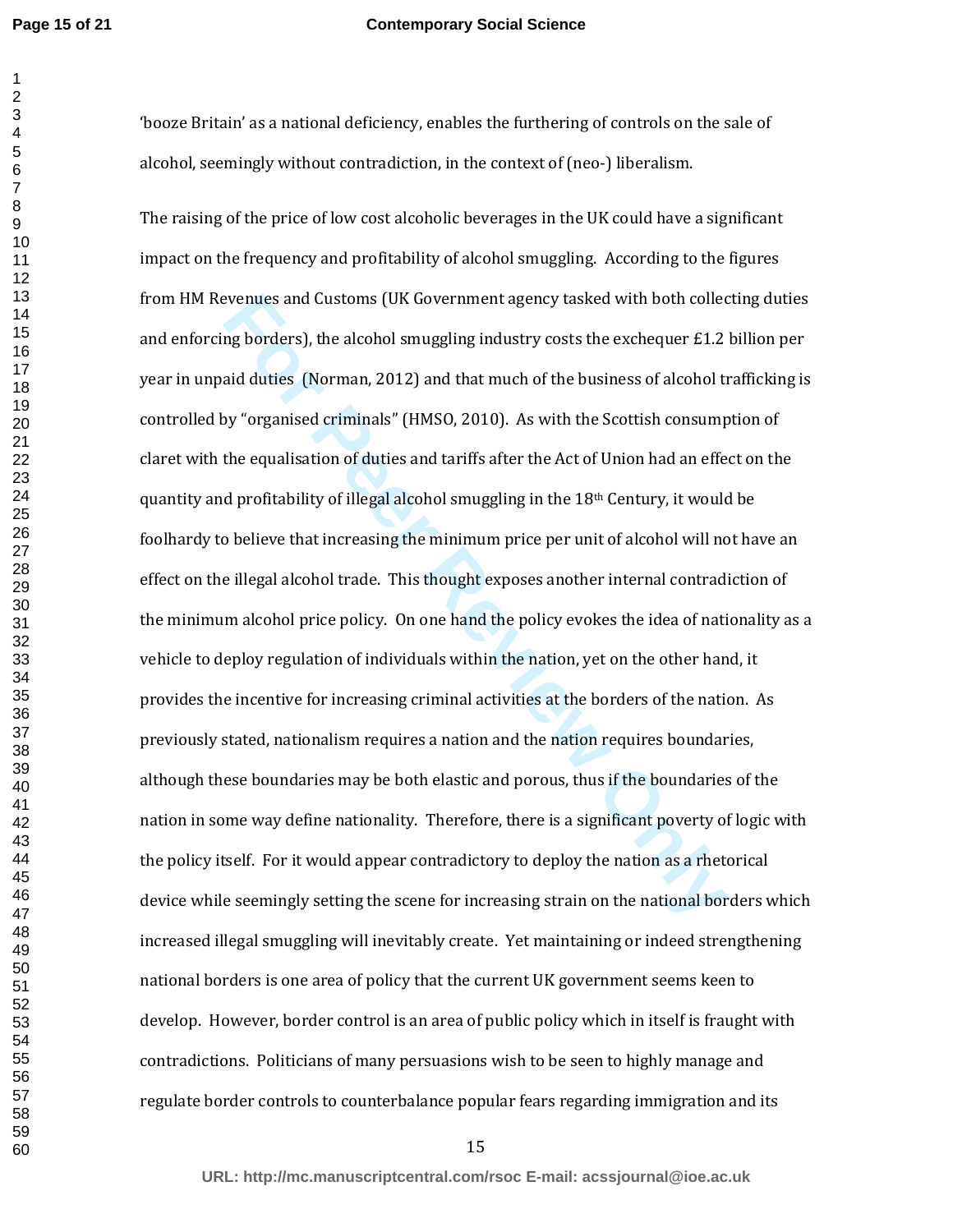'booze Britain' as a national deficiency, enables the furthering of controls on the sale of alcohol, seemingly without contradiction, in the context of (neo-) liberalism.

The raising of the price of low cost alcoholic beverages in the UK could have a significant impact on the frequency and profitability of alcohol smuggling. According to the figures from HM Revenues and Customs (UK Government agency tasked with both collecting duties and enforcing borders), the alcohol smuggling industry costs the exchequer £1.2 billion per year in unpaid duties (Norman, 2012) and that much of the business of alcohol trafficking is controlled by "organised criminals" (HMSO, 2010). As with the Scottish consumption of claret with the equalisation of duties and tariffs after the Act of Union had an effect on the quantity and profitability of illegal alcohol smuggling in the 18th Century, it would be foolhardy to believe that increasing the minimum price per unit of alcohol will not have an effect on the illegal alcohol trade. This thought exposes another internal contradiction of the minimum alcohol price policy. On one hand the policy evokes the idea of nationality as a vehicle to deploy regulation of individuals within the nation, yet on the other hand, it provides the incentive for increasing criminal activities at the borders of the nation. As previously stated, nationalism requires a nation and the nation requires boundaries, although these boundaries may be both elastic and porous, thus if the boundaries of the nation in some way define nationality. Therefore, there is a significant poverty of logic with the policy itself. For it would appear contradictory to deploy the nation as a rhetorical device while seemingly setting the scene for increasing strain on the national borders which increased illegal smuggling will inevitably create. Yet maintaining or indeed strengthening national borders is one area of policy that the current UK government seems keen to develop. However, border control is an area of public policy which in itself is fraught with contradictions. Politicians of many persuasions wish to be seen to highly manage and regulate border controls to counterbalance popular fears regarding immigration and its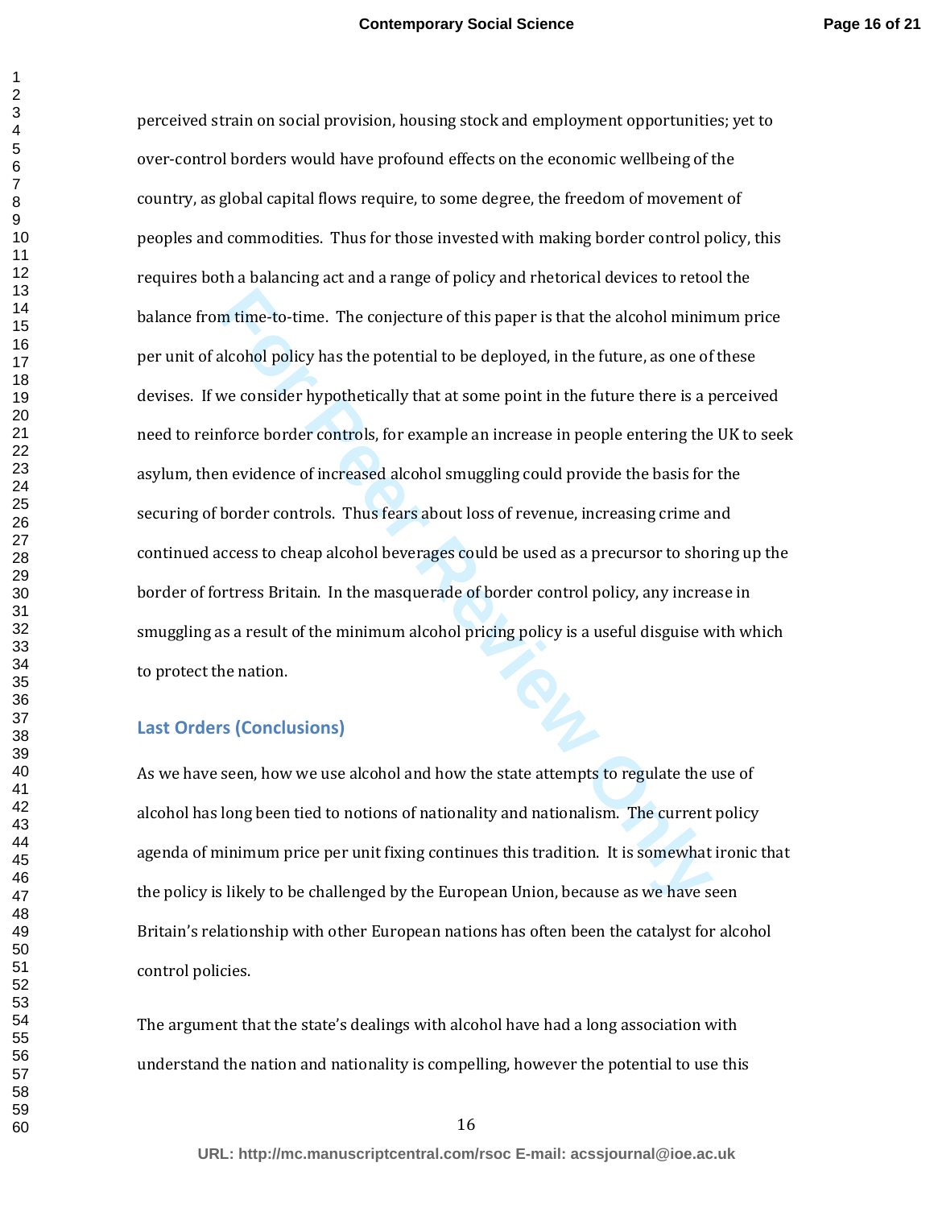perceived strain on social provision, housing stock and employment opportunities; yet to over-control borders would have profound effects on the economic wellbeing of the country, as global capital flows require, to some degree, the freedom of movement of peoples and commodities. Thus for those invested with making border control policy, this requires both a balancing act and a range of policy and rhetorical devices to retool the balance from time-to-time. The conjecture of this paper is that the alcohol minimum price per unit of alcohol policy has the potential to be deployed, in the future, as one of these devises. If we consider hypothetically that at some point in the future there is a perceived need to reinforce border controls, for example an increase in people entering the UK to seek asylum, then evidence of increased alcohol smuggling could provide the basis for the securing of border controls. Thus fears about loss of revenue, increasing crime and continued access to cheap alcohol beverages could be used as a precursor to shoring up the border of fortress Britain. In the masquerade of border control policy, any increase in smuggling as a result of the minimum alcohol pricing policy is a useful disguise with which to protect the nation.

## Last Orders (Conclusions)

As we have seen, how we use alcohol and how the state attempts to regulate the use of alcohol has long been tied to notions of nationality and nationalism. The current policy agenda of minimum price per unit fixing continues this tradition. It is somewhat ironic that the policy is likely to be challenged by the European Union, because as we have seen Britain's relationship with other European nations has often been the catalyst for alcohol control policies.

The argument that the state's dealings with alcohol have had a long association with understand the nation and nationality is compelling, however the potential to use this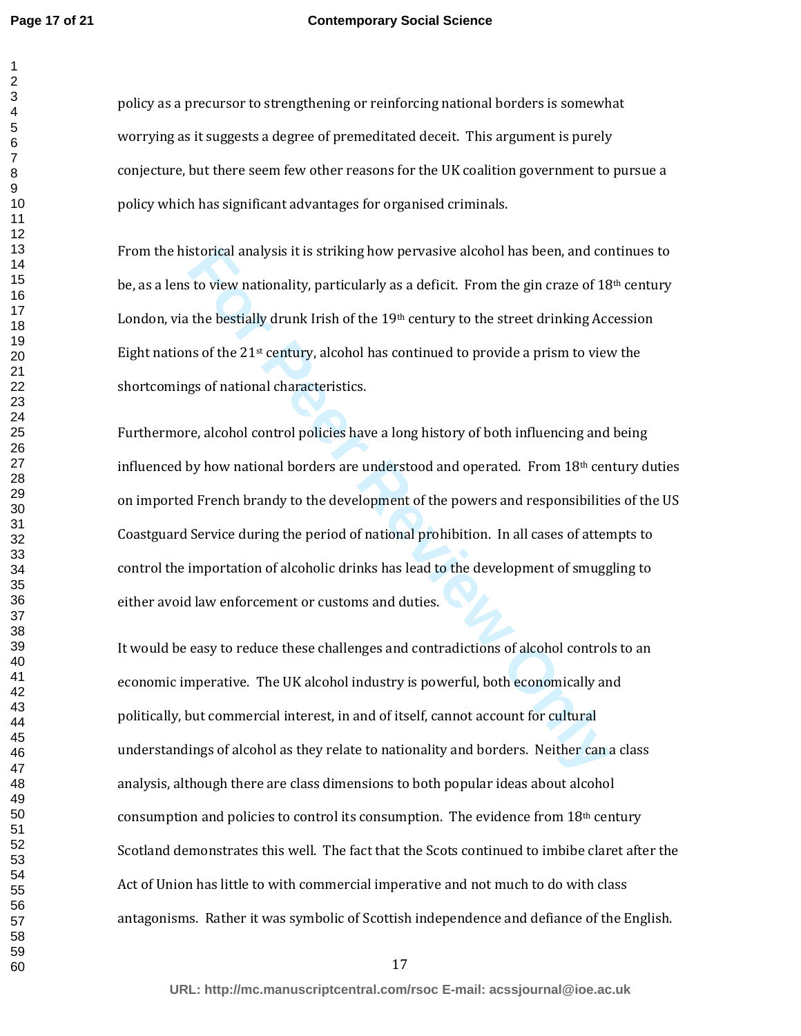policy as a precursor to strengthening or reinforcing national borders is somewhat worrying as it suggests a degree of premeditated deceit. This argument is purely conjecture, but there seem few other reasons for the UK coalition government to pursue a policy which has significant advantages for organised criminals.

From the historical analysis it is striking how pervasive alcohol has been, and continues to be, as a lens to view nationality, particularly as a deficit. From the gin craze of 18th century London, via the bestially drunk Irish of the 19th century to the street drinking Accession Eight nations of the 21st century, alcohol has continued to provide a prism to view the shortcomings of national characteristics.

Furthermore, alcohol control policies have a long history of both influencing and being influenced by how national borders are understood and operated. From 18th century duties on imported French brandy to the development of the powers and responsibilities of the US Coastguard Service during the period of national prohibition. In all cases of attempts to control the importation of alcoholic drinks has lead to the development of smuggling to either avoid law enforcement or customs and duties.

It would be easy to reduce these challenges and contradictions of alcohol controls to an economic imperative. The UK alcohol industry is powerful, both economically and politically, but commercial interest, in and of itself, cannot account for cultural understandings of alcohol as they relate to nationality and borders. Neither can a class analysis, although there are class dimensions to both popular ideas about alcohol consumption and policies to control its consumption. The evidence from 18th century Scotland demonstrates this well. The fact that the Scots continued to imbibe claret after the Act of Union has little to with commercial imperative and not much to do with class antagonisms. Rather it was symbolic of Scottish independence and defiance of the English.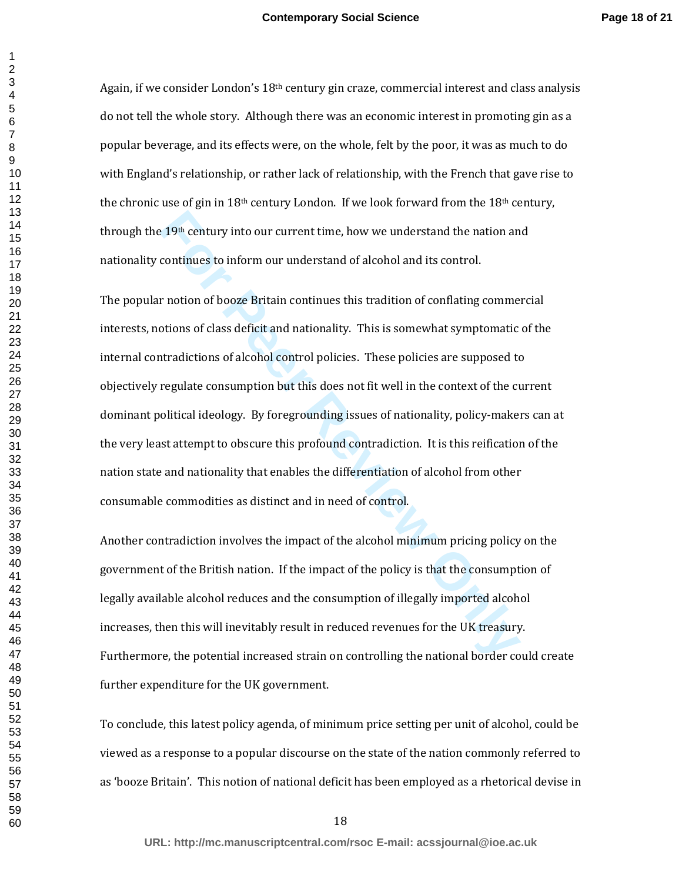Again, if we consider London's 18th century gin craze, commercial interest and class analysis do not tell the whole story. Although there was an economic interest in promoting gin as a popular beverage, and its effects were, on the whole, felt by the poor, it was as much to do with England's relationship, or rather lack of relationship, with the French that gave rise to the chronic use of gin in 18th century London. If we look forward from the 18th century, through the 19th century into our current time, how we understand the nation and nationality continues to inform our understand of alcohol and its control.

The popular notion of booze Britain continues this tradition of conflating commercial interests, notions of class deficit and nationality. This is somewhat symptomatic of the internal contradictions of alcohol control policies. These policies are supposed to objectively regulate consumption but this does not fit well in the context of the current dominant political ideology. By foregrounding issues of nationality, policy-makers can at the very least attempt to obscure this profound contradiction. It is this reification of the nation state and nationality that enables the differentiation of alcohol from other consumable commodities as distinct and in need of control.

Another contradiction involves the impact of the alcohol minimum pricing policy on the government of the British nation. If the impact of the policy is that the consumption of legally available alcohol reduces and the consumption of illegally imported alcohol increases, then this will inevitably result in reduced revenues for the UK treasury. Furthermore, the potential increased strain on controlling the national border could create further expenditure for the UK government.

To conclude, this latest policy agenda, of minimum price setting per unit of alcohol, could be viewed as a response to a popular discourse on the state of the nation commonly referred to as 'booze Britain'. This notion of national deficit has been employed as a rhetorical devise in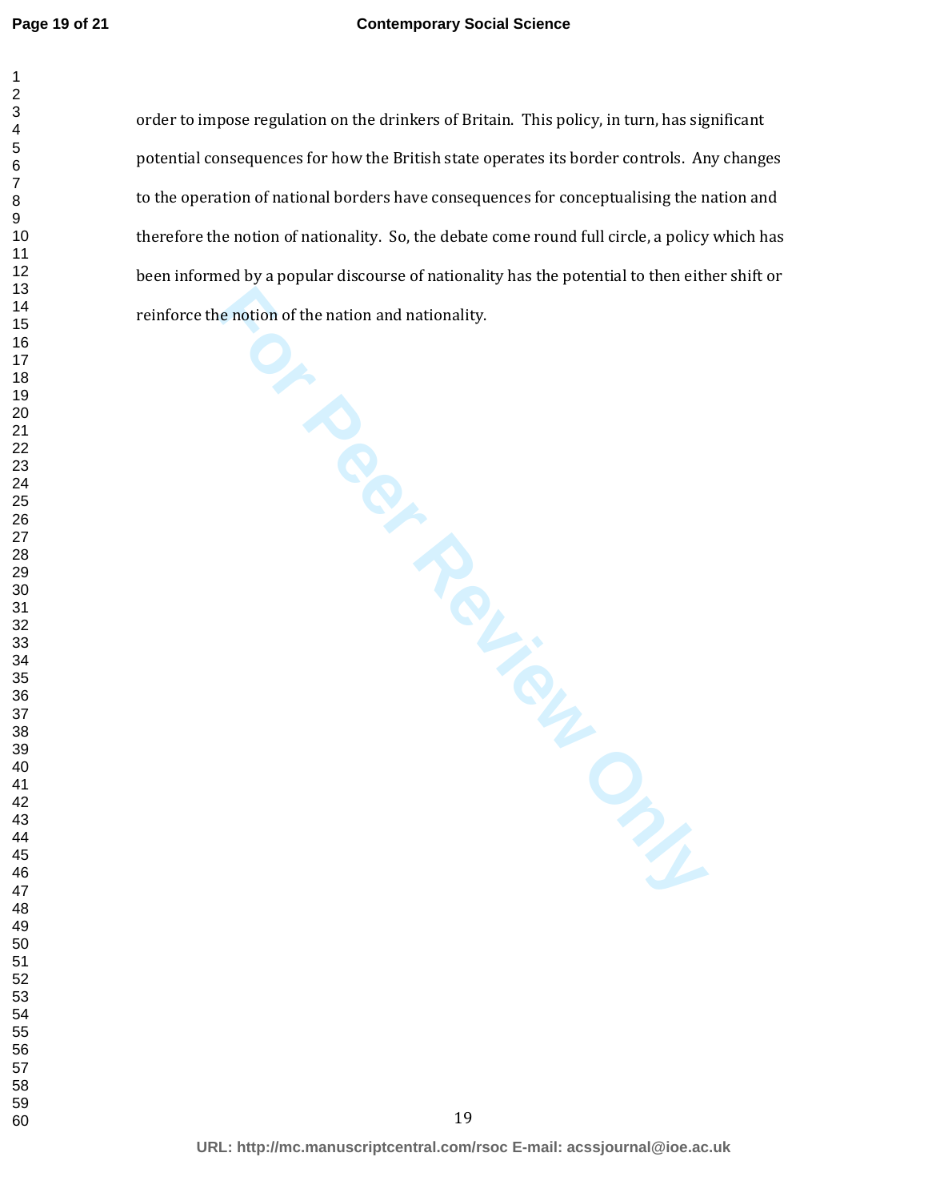order to impose regulation on the drinkers of Britain. This policy, in turn, has significant potential consequences for how the British state operates its border controls. Any changes to the operation of national borders have consequences for conceptualising the nation and therefore the notion of nationality. So, the debate come round full circle, a policy which has been informed by a popular discourse of nationality has the potential to then either shift or reinforce the notion of the nation and nationality.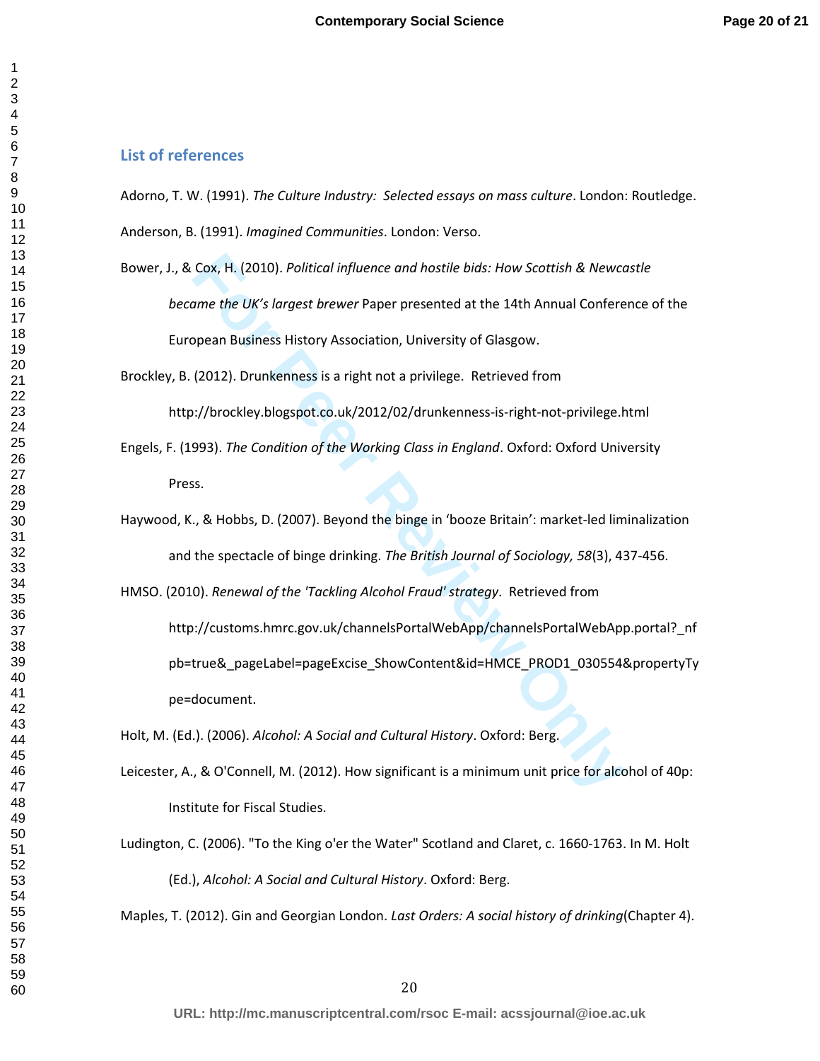## List of references

Adorno, T. W. (1991). *The Culture Industry: Selected essays on mass culture*. London: Routledge.

Anderson, B. (1991). *Imagined Communities*. London: Verso.

Bower, J., & Cox, H. (2010). *Political influence and hostile bids: How Scottish & Newcastle became the UK's largest brewer* Paper presented at the 14th Annual Conference of the European Business History Association, University of Glasgow.

Brockley, B. (2012). Drunkenness is a right not a privilege. Retrieved from http://brockley.blogspot.co.uk/2012/02/drunkenness-is-right-not-privilege.html

Engels, F. (1993). *The Condition of the Working Class in England*. Oxford: Oxford University Press.

Haywood, K., & Hobbs, D. (2007). Beyond the binge in 'booze Britain': market-led liminalization and the spectacle of binge drinking. *The British Journal of Sociology, 58*(3), 437-456.

HMSO. (2010). *Renewal of the 'Tackling Alcohol Fraud' strategy*. Retrieved from http://customs.hmrc.gov.uk/channelsPortalWebApp/channelsPortalWebApp.portal?_nfpb=true&_pageLabel=pageExcise_ShowContent&id=HMCE_PROD1_030554&propertyType=document.

Holt, M. (Ed.). (2006). *Alcohol: A Social and Cultural History*. Oxford: Berg.

Leicester, A., & O'Connell, M. (2012). How significant is a minimum unit price for alcohol of 40p: Institute for Fiscal Studies.

Ludington, C. (2006). "To the King o'er the Water" Scotland and Claret, c. 1660-1763. In M. Holt (Ed.), *Alcohol: A Social and Cultural History*. Oxford: Berg.

Maples, T. (2012). Gin and Georgian London. *Last Orders: A social history of drinking*(Chapter 4).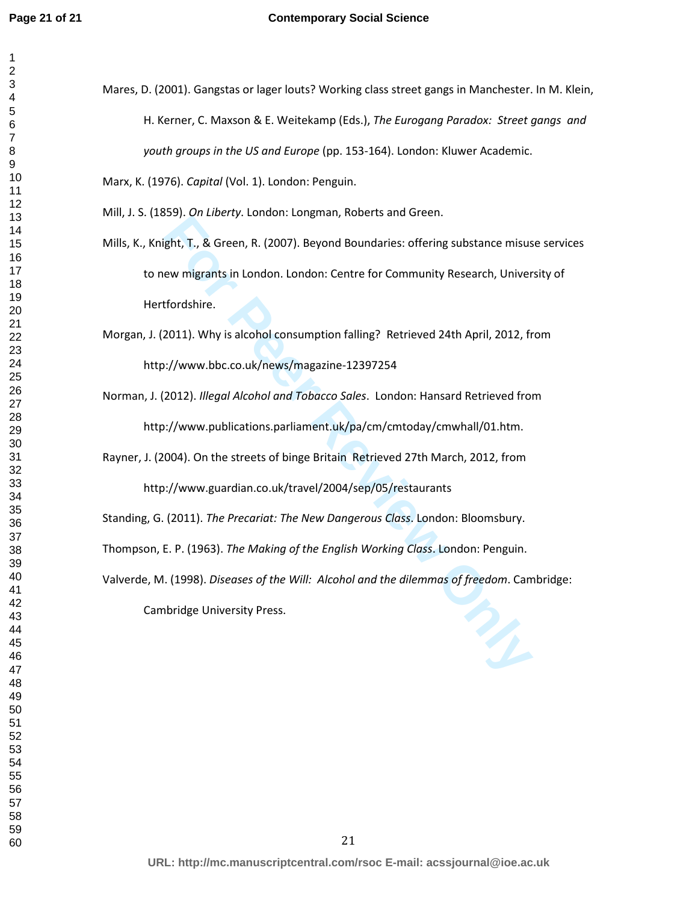Mares, D. (2001). Gangstas or lager louts? Working class street gangs in Manchester. In M. Klein, H. Kerner, C. Maxson & E. Weitekamp (Eds.), *The Eurogang Paradox: Street gangs and youth groups in the US and Europe* (pp. 153-164). London: Kluwer Academic.

Marx, K. (1976). *Capital* (Vol. 1). London: Penguin.

Mill, J. S. (1859). *On Liberty*. London: Longman, Roberts and Green.

Mills, K., Knight, T., & Green, R. (2007). Beyond Boundaries: offering substance misuse services to new migrants in London. London: Centre for Community Research, University of Hertfordshire.

Morgan, J. (2011). Why is alcohol consumption falling? Retrieved 24th April, 2012, from http://www.bbc.co.uk/news/magazine-12397254

Norman, J. (2012). *Illegal Alcohol and Tobacco Sales*. London: Hansard Retrieved from http://www.publications.parliament.uk/pa/cm/cmtoday/cmwhall/01.htm.

Rayner, J. (2004). On the streets of binge Britain Retrieved 27th March, 2012, from http://www.guardian.co.uk/travel/2004/sep/05/restaurants

Standing, G. (2011). *The Precariat: The New Dangerous Class*. London: Bloomsbury.

Thompson, E. P. (1963). *The Making of the English Working Class*. London: Penguin.

Valverde, M. (1998). *Diseases of the Will: Alcohol and the dilemmas of freedom*. Cambridge: Cambridge University Press.